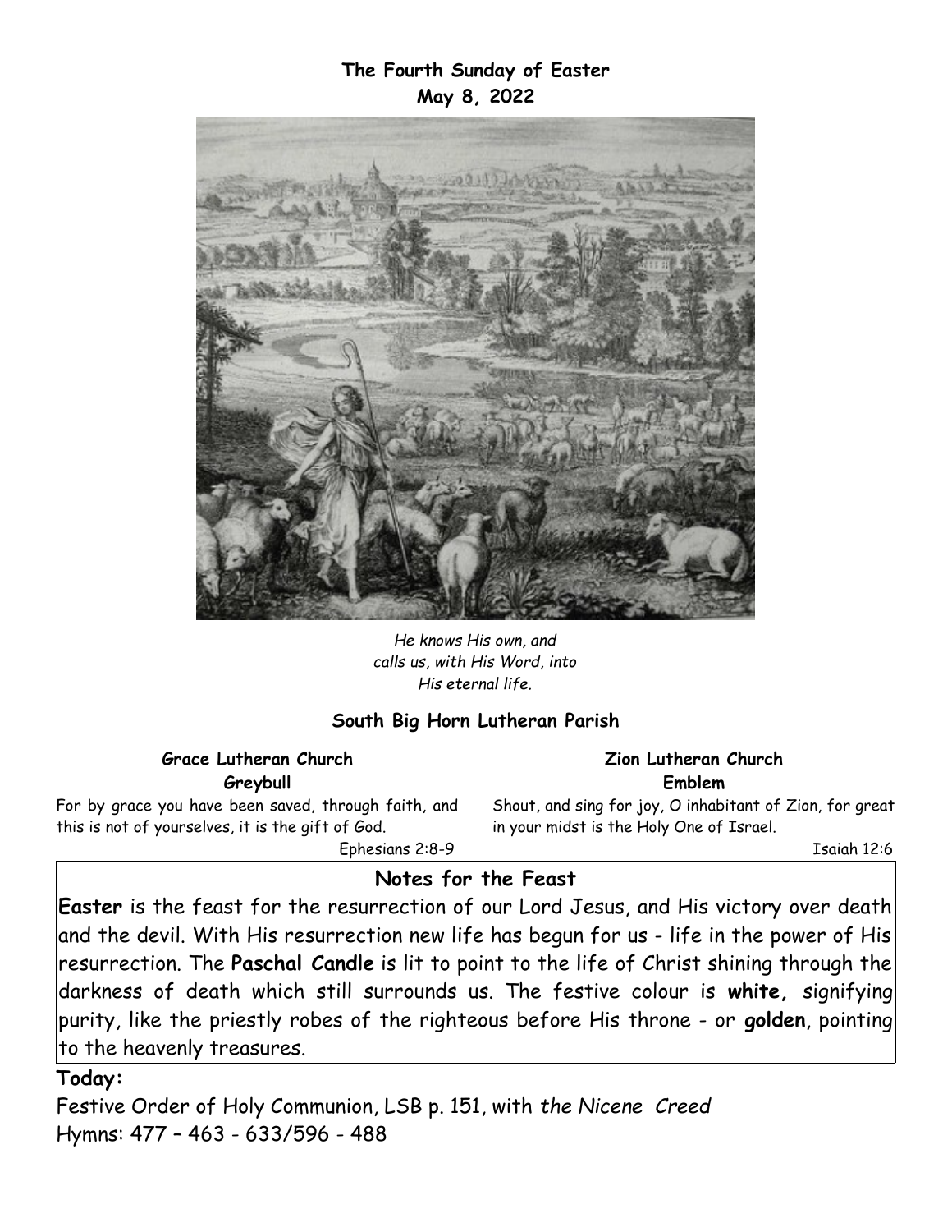**The Fourth Sunday of Easter**
**May 8, 2022**

*He knows His own, and calls us, with His Word, into His eternal life.*

**South Big Horn Lutheran Parish**

**Grace Lutheran Church**
**Greybull**

For by grace you have been saved, through faith, and this is not of yourselves, it is the gift of God.

Ephesians 2:8-9

**Zion Lutheran Church**
**Emblem**

Shout, and sing for joy, O inhabitant of Zion, for great in your midst is the Holy One of Israel.

Isaiah 12:6

## Notes for the Feast

**Easter** is the feast for the resurrection of our Lord Jesus, and His victory over death and the devil. With His resurrection new life has begun for us - life in the power of His resurrection. The **Paschal Candle** is lit to point to the life of Christ shining through the darkness of death which still surrounds us. The festive colour is **white,** signifying purity, like the priestly robes of the righteous before His throne - or **golden**, pointing to the heavenly treasures.

**Today:**

Festive Order of Holy Communion, LSB p. 151, with *the Nicene Creed*
Hymns: 477 – 463 - 633/596 - 488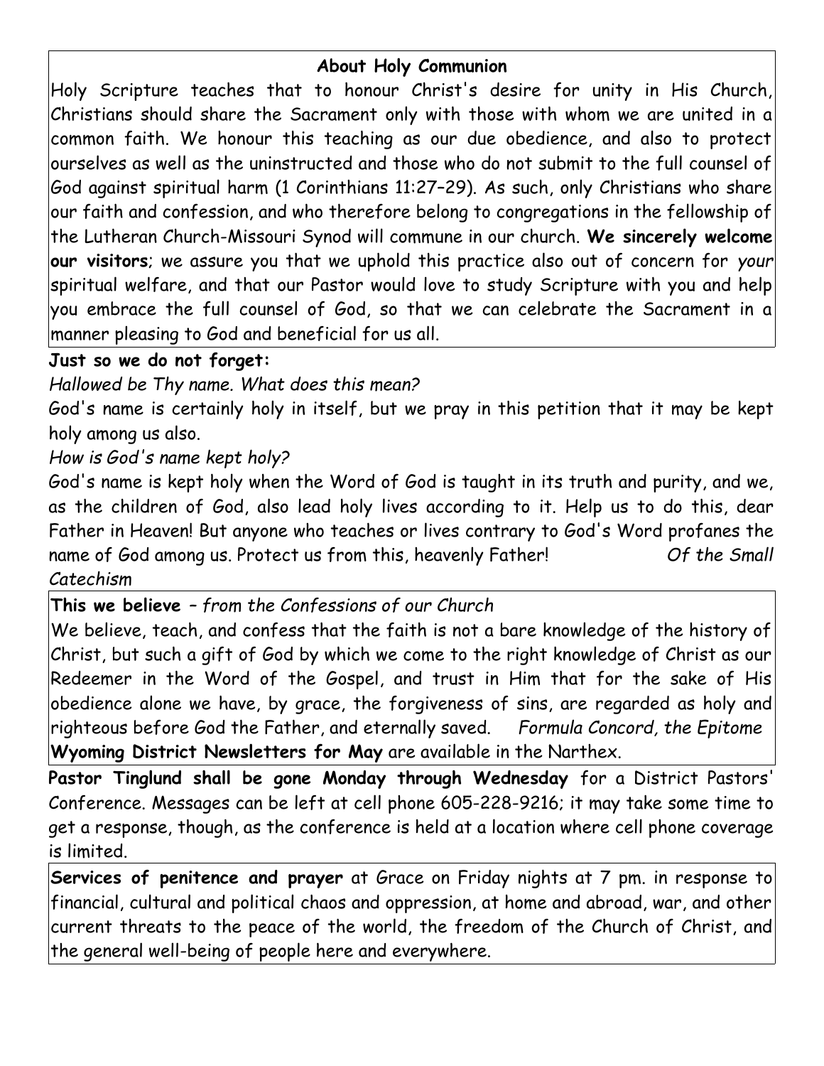**About Holy Communion**

Holy Scripture teaches that to honour Christ's desire for unity in His Church, Christians should share the Sacrament only with those with whom we are united in a common faith. We honour this teaching as our due obedience, and also to protect ourselves as well as the uninstructed and those who do not submit to the full counsel of God against spiritual harm (1 Corinthians 11:27–29). As such, only Christians who share our faith and confession, and who therefore belong to congregations in the fellowship of the Lutheran Church-Missouri Synod will commune in our church. **We sincerely welcome our visitors**; we assure you that we uphold this practice also out of concern for *your* spiritual welfare, and that our Pastor would love to study Scripture with you and help you embrace the full counsel of God, so that we can celebrate the Sacrament in a manner pleasing to God and beneficial for us all.

**Just so we do not forget:**

*Hallowed be Thy name. What does this mean?*

God's name is certainly holy in itself, but we pray in this petition that it may be kept holy among us also.

*How is God's name kept holy?*

God's name is kept holy when the Word of God is taught in its truth and purity, and we, as the children of God, also lead holy lives according to it. Help us to do this, dear Father in Heaven! But anyone who teaches or lives contrary to God's Word profanes the name of God among us. Protect us from this, heavenly Father! *Of the Small Catechism*

**This we believe** – *from the Confessions of our Church*

We believe, teach, and confess that the faith is not a bare knowledge of the history of Christ, but such a gift of God by which we come to the right knowledge of Christ as our Redeemer in the Word of the Gospel, and trust in Him that for the sake of His obedience alone we have, by grace, the forgiveness of sins, are regarded as holy and righteous before God the Father, and eternally saved. *Formula Concord, the Epitome*

**Wyoming District Newsletters for May** are available in the Narthex.

**Pastor Tinglund shall be gone Monday through Wednesday** for a District Pastors' Conference. Messages can be left at cell phone 605-228-9216; it may take some time to get a response, though, as the conference is held at a location where cell phone coverage is limited.

**Services of penitence and prayer** at Grace on Friday nights at 7 pm. in response to financial, cultural and political chaos and oppression, at home and abroad, war, and other current threats to the peace of the world, the freedom of the Church of Christ, and the general well-being of people here and everywhere.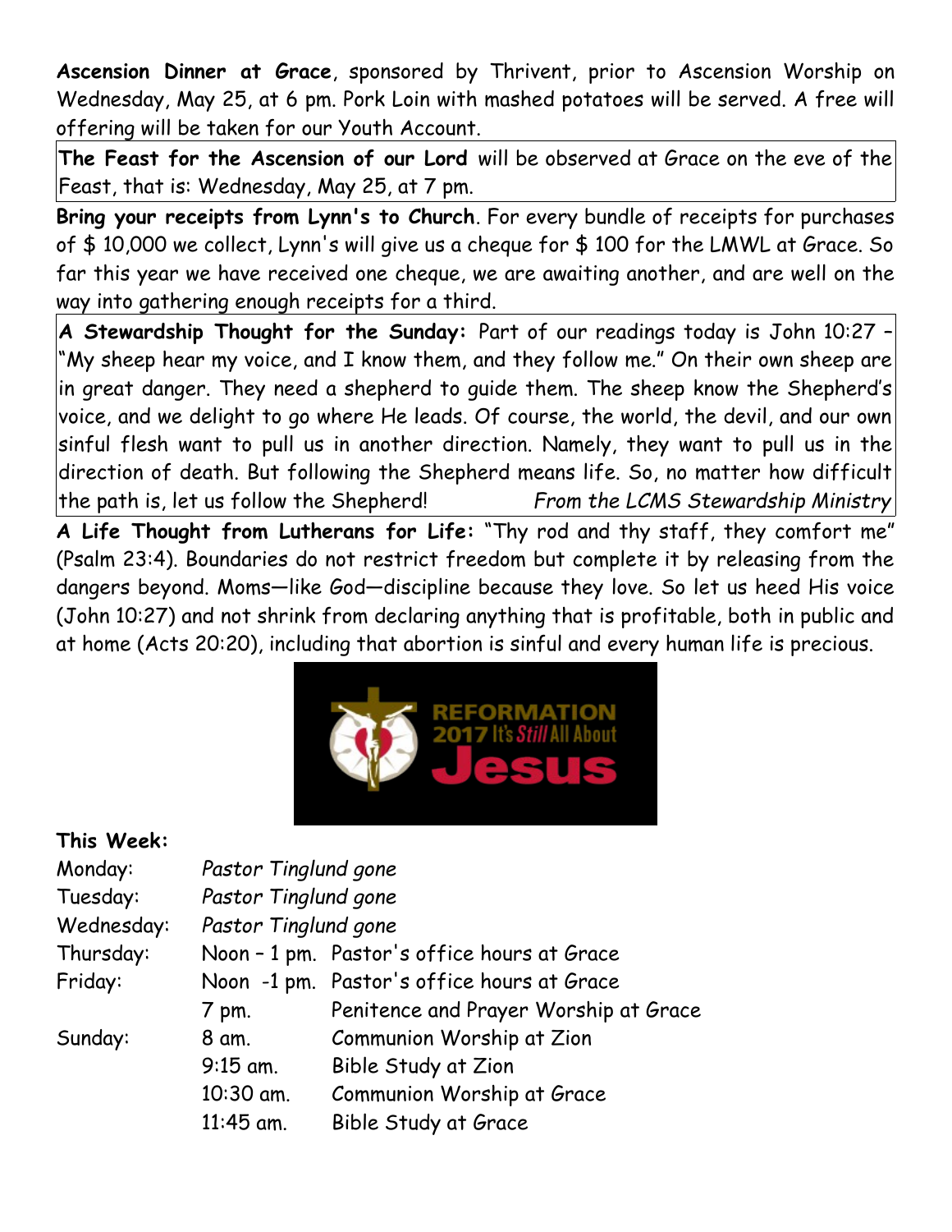**Ascension Dinner at Grace**, sponsored by Thrivent, prior to Ascension Worship on Wednesday, May 25, at 6 pm. Pork Loin with mashed potatoes will be served. A free will offering will be taken for our Youth Account.

**The Feast for the Ascension of our Lord** will be observed at Grace on the eve of the Feast, that is: Wednesday, May 25, at 7 pm.

**Bring your receipts from Lynn's to Church**. For every bundle of receipts for purchases of $ 10,000 we collect, Lynn's will give us a cheque for $ 100 for the LMWL at Grace. So far this year we have received one cheque, we are awaiting another, and are well on the way into gathering enough receipts for a third.

**A Stewardship Thought for the Sunday:** Part of our readings today is John 10:27 – "My sheep hear my voice, and I know them, and they follow me." On their own sheep are in great danger. They need a shepherd to guide them. The sheep know the Shepherd's voice, and we delight to go where He leads. Of course, the world, the devil, and our own sinful flesh want to pull us in another direction. Namely, they want to pull us in the direction of death. But following the Shepherd means life. So, no matter how difficult the path is, let us follow the Shepherd! *From the LCMS Stewardship Ministry*

**A Life Thought from Lutherans for Life:** "Thy rod and thy staff, they comfort me" (Psalm 23:4). Boundaries do not restrict freedom but complete it by releasing from the dangers beyond. Moms—like God—discipline because they love. So let us heed His voice (John 10:27) and not shrink from declaring anything that is profitable, both in public and at home (Acts 20:20), including that abortion is sinful and every human life is precious.

REFORMATION 2017 It's *Still* All About Jesus

**This Week:**

| | | |
|---|---|---|
| Monday: | *Pastor Tinglund gone* | |
| Tuesday: | *Pastor Tinglund gone* | |
| Wednesday: | *Pastor Tinglund gone* | |
| Thursday: | Noon – 1 pm. | Pastor's office hours at Grace |
| Friday: | Noon -1 pm. | Pastor's office hours at Grace |
| | 7 pm. | Penitence and Prayer Worship at Grace |
| Sunday: | 8 am. | Communion Worship at Zion |
| | 9:15 am. | Bible Study at Zion |
| | 10:30 am. | Communion Worship at Grace |
| | 11:45 am. | Bible Study at Grace |